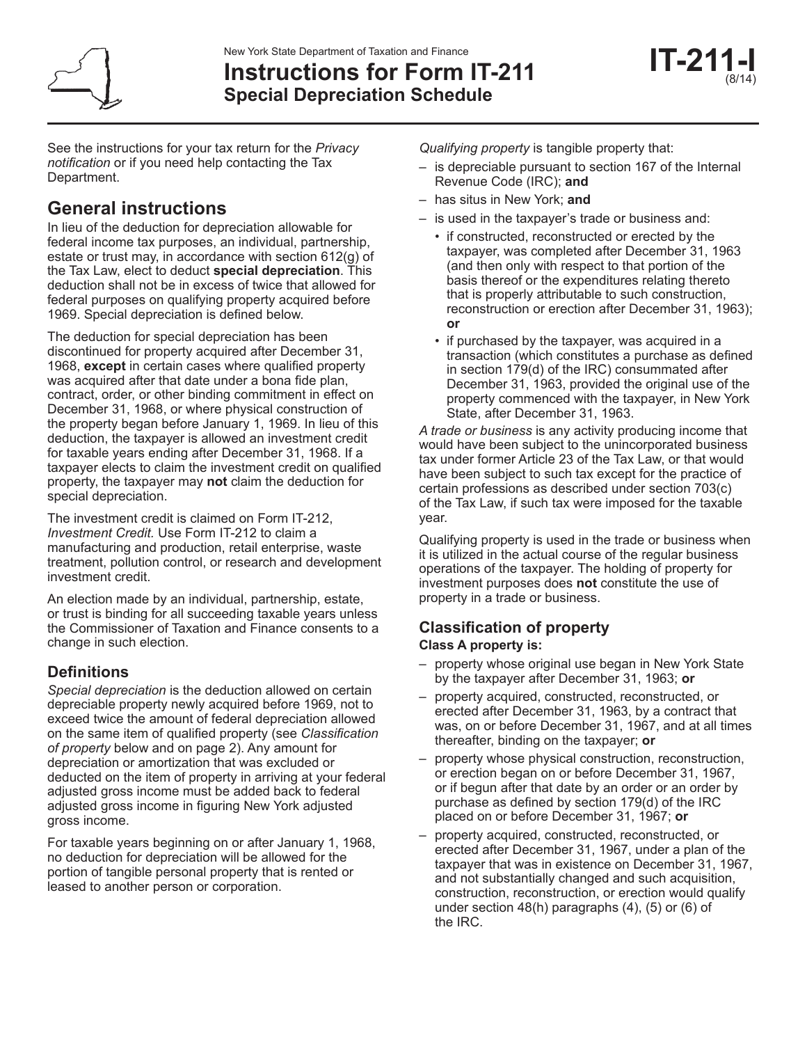New York State Department of Taxation and Finance

# Instructions for Form IT-211 Special Depreciation Schedule

**IT-211-I** (8/14)

See the instructions for your tax return for the *Privacy notification* or if you need help contacting the Tax Department.

## General instructions

In lieu of the deduction for depreciation allowable for federal income tax purposes, an individual, partnership, estate or trust may, in accordance with section 612(g) of the Tax Law, elect to deduct **special depreciation**. This deduction shall not be in excess of twice that allowed for federal purposes on qualifying property acquired before 1969. Special depreciation is defined below.

The deduction for special depreciation has been discontinued for property acquired after December 31, 1968, **except** in certain cases where qualified property was acquired after that date under a bona fide plan, contract, order, or other binding commitment in effect on December 31, 1968, or where physical construction of the property began before January 1, 1969. In lieu of this deduction, the taxpayer is allowed an investment credit for taxable years ending after December 31, 1968. If a taxpayer elects to claim the investment credit on qualified property, the taxpayer may **not** claim the deduction for special depreciation.

The investment credit is claimed on Form IT-212, *Investment Credit.* Use Form IT-212 to claim a manufacturing and production, retail enterprise, waste treatment, pollution control, or research and development investment credit.

An election made by an individual, partnership, estate, or trust is binding for all succeeding taxable years unless the Commissioner of Taxation and Finance consents to a change in such election.

### Definitions

*Special depreciation* is the deduction allowed on certain depreciable property newly acquired before 1969, not to exceed twice the amount of federal depreciation allowed on the same item of qualified property (see *Classification of property* below and on page 2). Any amount for depreciation or amortization that was excluded or deducted on the item of property in arriving at your federal adjusted gross income must be added back to federal adjusted gross income in figuring New York adjusted gross income.

For taxable years beginning on or after January 1, 1968, no deduction for depreciation will be allowed for the portion of tangible personal property that is rented or leased to another person or corporation.

*Qualifying property* is tangible property that:

- is depreciable pursuant to section 167 of the Internal Revenue Code (IRC); **and**
- has situs in New York; **and**
- is used in the taxpayer's trade or business and:
  - if constructed, reconstructed or erected by the taxpayer, was completed after December 31, 1963 (and then only with respect to that portion of the basis thereof or the expenditures relating thereto that is properly attributable to such construction, reconstruction or erection after December 31, 1963); **or**
  - if purchased by the taxpayer, was acquired in a transaction (which constitutes a purchase as defined in section 179(d) of the IRC) consummated after December 31, 1963, provided the original use of the property commenced with the taxpayer, in New York State, after December 31, 1963.

*A trade or business* is any activity producing income that would have been subject to the unincorporated business tax under former Article 23 of the Tax Law, or that would have been subject to such tax except for the practice of certain professions as described under section 703(c) of the Tax Law, if such tax were imposed for the taxable year.

Qualifying property is used in the trade or business when it is utilized in the actual course of the regular business operations of the taxpayer. The holding of property for investment purposes does **not** constitute the use of property in a trade or business.

### Classification of property

**Class A property is:**

- property whose original use began in New York State by the taxpayer after December 31, 1963; **or**
- property acquired, constructed, reconstructed, or erected after December 31, 1963, by a contract that was, on or before December 31, 1967, and at all times thereafter, binding on the taxpayer; **or**
- property whose physical construction, reconstruction, or erection began on or before December 31, 1967, or if begun after that date by an order or an order by purchase as defined by section 179(d) of the IRC placed on or before December 31, 1967; **or**
- property acquired, constructed, reconstructed, or erected after December 31, 1967, under a plan of the taxpayer that was in existence on December 31, 1967, and not substantially changed and such acquisition, construction, reconstruction, or erection would qualify under section 48(h) paragraphs (4), (5) or (6) of the IRC.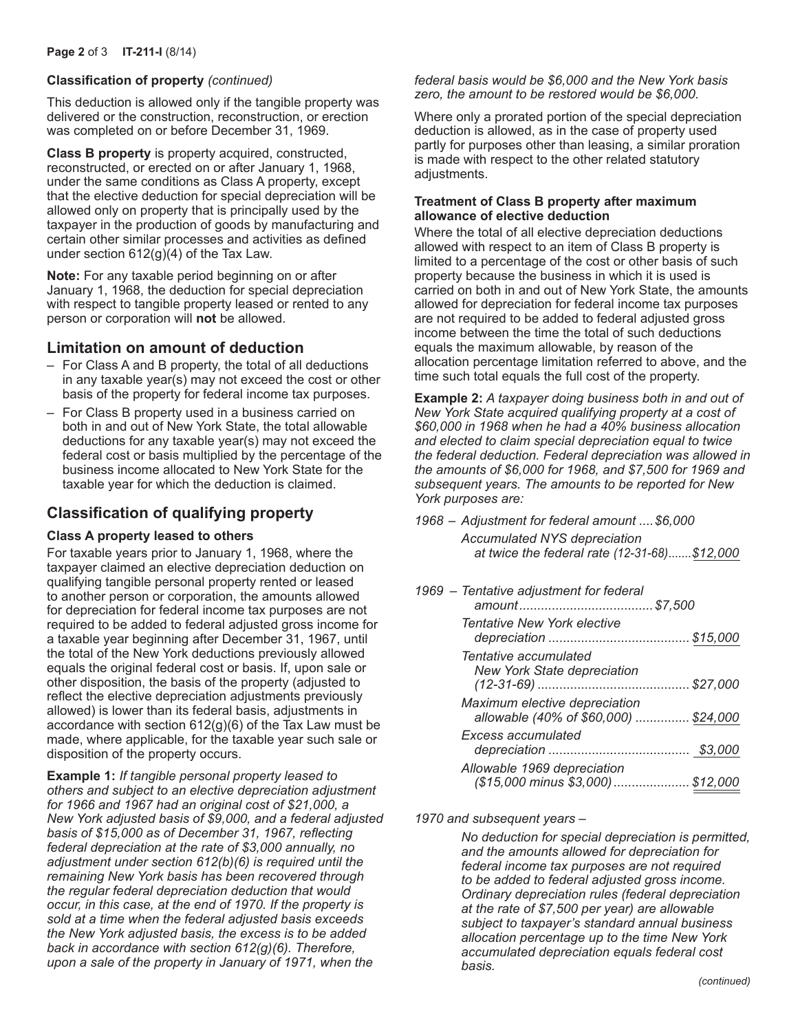**Classification of property** *(continued)*

This deduction is allowed only if the tangible property was delivered or the construction, reconstruction, or erection was completed on or before December 31, 1969.

**Class B property** is property acquired, constructed, reconstructed, or erected on or after January 1, 1968, under the same conditions as Class A property, except that the elective deduction for special depreciation will be allowed only on property that is principally used by the taxpayer in the production of goods by manufacturing and certain other similar processes and activities as defined under section 612(g)(4) of the Tax Law.

**Note:** For any taxable period beginning on or after January 1, 1968, the deduction for special depreciation with respect to tangible property leased or rented to any person or corporation will **not** be allowed.

## Limitation on amount of deduction

- For Class A and B property, the total of all deductions in any taxable year(s) may not exceed the cost or other basis of the property for federal income tax purposes.
- For Class B property used in a business carried on both in and out of New York State, the total allowable deductions for any taxable year(s) may not exceed the federal cost or basis multiplied by the percentage of the business income allocated to New York State for the taxable year for which the deduction is claimed.

## Classification of qualifying property

### Class A property leased to others

For taxable years prior to January 1, 1968, where the taxpayer claimed an elective depreciation deduction on qualifying tangible personal property rented or leased to another person or corporation, the amounts allowed for depreciation for federal income tax purposes are not required to be added to federal adjusted gross income for a taxable year beginning after December 31, 1967, until the total of the New York deductions previously allowed equals the original federal cost or basis. If, upon sale or other disposition, the basis of the property (adjusted to reflect the elective depreciation adjustments previously allowed) is lower than its federal basis, adjustments in accordance with section 612(g)(6) of the Tax Law must be made, where applicable, for the taxable year such sale or disposition of the property occurs.

**Example 1:** *If tangible personal property leased to others and subject to an elective depreciation adjustment for 1966 and 1967 had an original cost of $21,000, a New York adjusted basis of $9,000, and a federal adjusted basis of $15,000 as of December 31, 1967, reflecting federal depreciation at the rate of $3,000 annually, no adjustment under section 612(b)(6) is required until the remaining New York basis has been recovered through the regular federal depreciation deduction that would occur, in this case, at the end of 1970. If the property is sold at a time when the federal adjusted basis exceeds the New York adjusted basis, the excess is to be added back in accordance with section 612(g)(6). Therefore, upon a sale of the property in January of 1971, when the federal basis would be $6,000 and the New York basis zero, the amount to be restored would be $6,000.*

Where only a prorated portion of the special depreciation deduction is allowed, as in the case of property used partly for purposes other than leasing, a similar proration is made with respect to the other related statutory adjustments.

### Treatment of Class B property after maximum allowance of elective deduction

Where the total of all elective depreciation deductions allowed with respect to an item of Class B property is limited to a percentage of the cost or other basis of such property because the business in which it is used is carried on both in and out of New York State, the amounts allowed for depreciation for federal income tax purposes are not required to be added to federal adjusted gross income between the time the total of such deductions equals the maximum allowable, by reason of the allocation percentage limitation referred to above, and the time such total equals the full cost of the property.

**Example 2:** *A taxpayer doing business both in and out of New York State acquired qualifying property at a cost of $60,000 in 1968 when he had a 40% business allocation and elected to claim special depreciation equal to twice the federal deduction. Federal depreciation was allowed in the amounts of $6,000 for 1968, and $7,500 for 1969 and subsequent years. The amounts to be reported for New York purposes are:*

*1968 – Adjustment for federal amount .... $6,000*

*Accumulated NYS depreciation at twice the federal rate (12-31-68) ....... $12,000*

*1969 – Tentative adjustment for federal amount .... $7,500*

*Tentative New York elective depreciation .... $15,000*

*Tentative accumulated New York State depreciation (12-31-69) .... $27,000*

*Maximum elective depreciation allowable (40% of $60,000) .... $24,000*

*Excess accumulated depreciation .... $3,000*

*Allowable 1969 depreciation ($15,000 minus $3,000) .... $12,000*

*1970 and subsequent years –*

*No deduction for special depreciation is permitted, and the amounts allowed for depreciation for federal income tax purposes are not required to be added to federal adjusted gross income. Ordinary depreciation rules (federal depreciation at the rate of $7,500 per year) are allowable subject to taxpayer's standard annual business allocation percentage up to the time New York accumulated depreciation equals federal cost basis.*

*(continued)*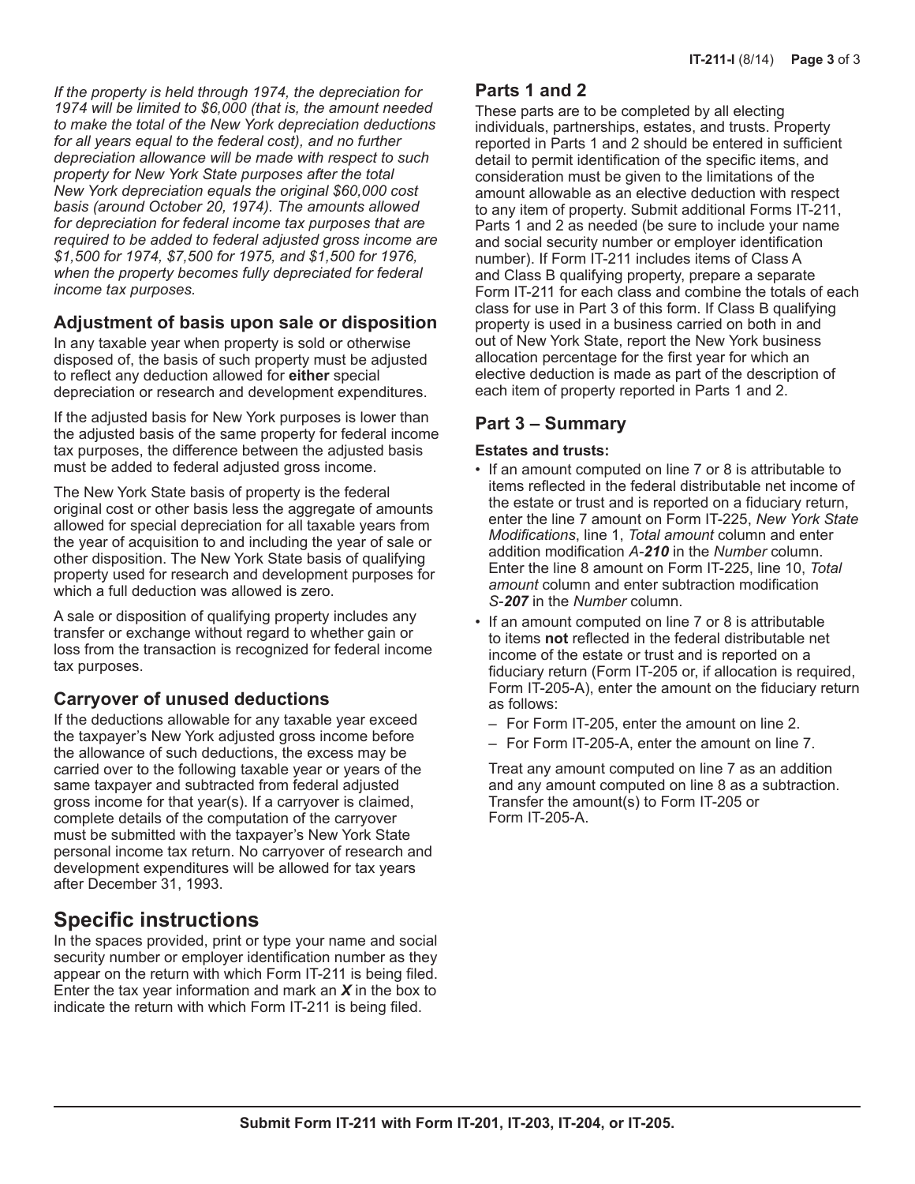*If the property is held through 1974, the depreciation for 1974 will be limited to $6,000 (that is, the amount needed to make the total of the New York depreciation deductions for all years equal to the federal cost), and no further depreciation allowance will be made with respect to such property for New York State purposes after the total New York depreciation equals the original $60,000 cost basis (around October 20, 1974). The amounts allowed for depreciation for federal income tax purposes that are required to be added to federal adjusted gross income are $1,500 for 1974, $7,500 for 1975, and $1,500 for 1976, when the property becomes fully depreciated for federal income tax purposes.*

## Adjustment of basis upon sale or disposition

In any taxable year when property is sold or otherwise disposed of, the basis of such property must be adjusted to reflect any deduction allowed for **either** special depreciation or research and development expenditures.

If the adjusted basis for New York purposes is lower than the adjusted basis of the same property for federal income tax purposes, the difference between the adjusted basis must be added to federal adjusted gross income.

The New York State basis of property is the federal original cost or other basis less the aggregate of amounts allowed for special depreciation for all taxable years from the year of acquisition to and including the year of sale or other disposition. The New York State basis of qualifying property used for research and development purposes for which a full deduction was allowed is zero.

A sale or disposition of qualifying property includes any transfer or exchange without regard to whether gain or loss from the transaction is recognized for federal income tax purposes.

## Carryover of unused deductions

If the deductions allowable for any taxable year exceed the taxpayer's New York adjusted gross income before the allowance of such deductions, the excess may be carried over to the following taxable year or years of the same taxpayer and subtracted from federal adjusted gross income for that year(s). If a carryover is claimed, complete details of the computation of the carryover must be submitted with the taxpayer's New York State personal income tax return. No carryover of research and development expenditures will be allowed for tax years after December 31, 1993.

# Specific instructions

In the spaces provided, print or type your name and social security number or employer identification number as they appear on the return with which Form IT-211 is being filed. Enter the tax year information and mark an ***X*** in the box to indicate the return with which Form IT-211 is being filed.

## Parts 1 and 2

These parts are to be completed by all electing individuals, partnerships, estates, and trusts. Property reported in Parts 1 and 2 should be entered in sufficient detail to permit identification of the specific items, and consideration must be given to the limitations of the amount allowable as an elective deduction with respect to any item of property. Submit additional Forms IT-211, Parts 1 and 2 as needed (be sure to include your name and social security number or employer identification number). If Form IT-211 includes items of Class A and Class B qualifying property, prepare a separate Form IT-211 for each class and combine the totals of each class for use in Part 3 of this form. If Class B qualifying property is used in a business carried on both in and out of New York State, report the New York business allocation percentage for the first year for which an elective deduction is made as part of the description of each item of property reported in Parts 1 and 2.

## Part 3 – Summary

**Estates and trusts:**

- If an amount computed on line 7 or 8 is attributable to items reflected in the federal distributable net income of the estate or trust and is reported on a fiduciary return, enter the line 7 amount on Form IT-225, *New York State Modifications*, line 1, *Total amount* column and enter addition modification *A-**210*** in the *Number* column. Enter the line 8 amount on Form IT-225, line 10, *Total amount* column and enter subtraction modification *S-**207*** in the *Number* column.
- If an amount computed on line 7 or 8 is attributable to items **not** reflected in the federal distributable net income of the estate or trust and is reported on a fiduciary return (Form IT-205 or, if allocation is required, Form IT-205-A), enter the amount on the fiduciary return as follows:
  - For Form IT-205, enter the amount on line 2.
  - For Form IT-205-A, enter the amount on line 7.

  Treat any amount computed on line 7 as an addition and any amount computed on line 8 as a subtraction. Transfer the amount(s) to Form IT-205 or Form IT-205-A.

**Submit Form IT-211 with Form IT-201, IT-203, IT-204, or IT-205.**